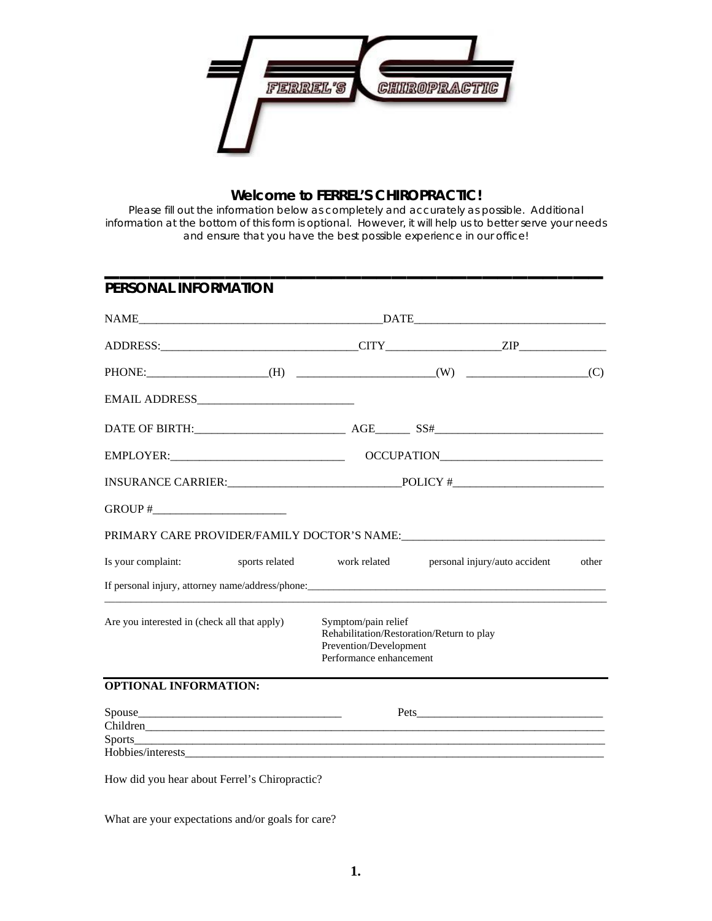FERREL'S CHIROPRACTIC

## Welcome to FERREL'S CHIROPRACTIC!

*Please fill out the information below as completely and accurately as possible. Additional information at the bottom of this form is optional. However, it will help us to better serve your needs and ensure that you have the best possible experience in our office!*

## PERSONAL INFORMATION

NAME_______________________________________DATE_______________________________

ADDRESS:_________________________________CITY__________________ZIP______________

PHONE:____________________(H) ______________________(W) ___________________(C)

EMAIL ADDRESS__________________________

DATE OF BIRTH:________________________ AGE______ SS#___________________________

EMPLOYER:_____________________________ OCCUPATION___________________________

INSURANCE CARRIER:____________________________POLICY #________________________

GROUP #______________________

PRIMARY CARE PROVIDER/FAMILY DOCTOR'S NAME:__________________________________

Is your complaint: sports related work related personal injury/auto accident other

If personal injury, attorney name/address/phone:_______________________________________________________

______________________________________________________________________________

Are you interested in (check all that apply)

- Symptom/pain relief
- Rehabilitation/Restoration/Return to play
- Prevention/Development
- Performance enhancement

**OPTIONAL INFORMATION:**

Spouse__________________________________ Pets______________________________

Children_______________________________________________________________________

Sports_________________________________________________________________________

Hobbies/interests_______________________________________________________________

How did you hear about Ferrel's Chiropractic?

What are your expectations and/or goals for care?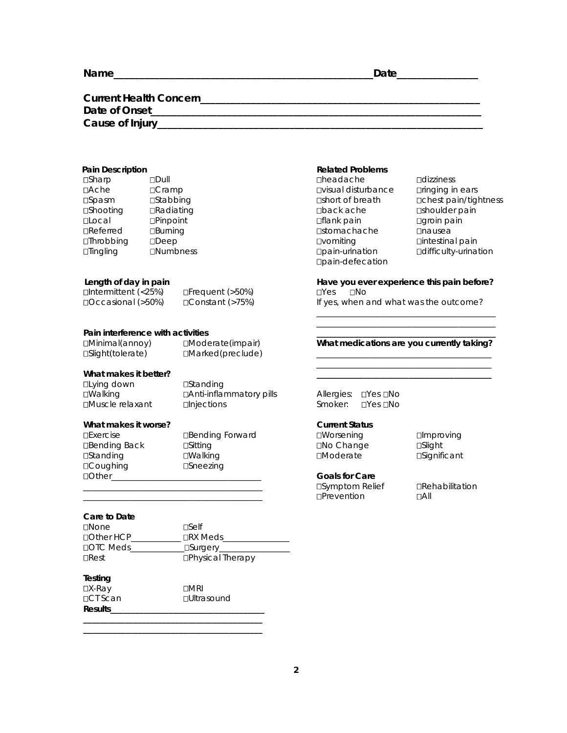**Name**\_\_\_\_\_\_\_\_\_\_\_\_\_\_\_\_\_\_\_\_\_\_\_\_\_\_\_\_\_\_\_\_\_\_\_\_\_\_\_\_\_\_\_\_\_\_\_\_ **Date**\_\_\_\_\_\_\_\_\_\_\_\_\_\_\_

**Current Health Concern**\_\_\_\_\_\_\_\_\_\_\_\_\_\_\_\_\_\_\_\_\_\_\_\_\_\_\_\_\_\_\_\_\_\_\_\_\_\_\_\_\_\_\_\_\_\_\_\_\_\_\_\_

**Date of Onset**\_\_\_\_\_\_\_\_\_\_\_\_\_\_\_\_\_\_\_\_\_\_\_\_\_\_\_\_\_\_\_\_\_\_\_\_\_\_\_\_\_\_\_\_\_\_\_\_\_\_\_\_\_\_\_\_\_\_\_\_\_

**Cause of Injury**\_\_\_\_\_\_\_\_\_\_\_\_\_\_\_\_\_\_\_\_\_\_\_\_\_\_\_\_\_\_\_\_\_\_\_\_\_\_\_\_\_\_\_\_\_\_\_\_\_\_\_\_\_\_\_\_\_\_\_

**Pain Description**

□Sharp □Dull
□Ache □Cramp
□Spasm □Stabbing
□Shooting □Radiating
□Local □Pinpoint
□Referred □Burning
□Throbbing □Deep
□Tingling □Numbness

**Length of day in pain**

□Intermittent (<25%) □Frequent (>50%)
□Occasional (>50%) □Constant (>75%)

**Pain interference with activities**

□Minimal(annoy) □Moderate(impair)
□Slight(tolerate) □Marked(preclude)

**What makes it better?**

□Lying down □Standing
□Walking □Anti-inflammatory pills
□Muscle relaxant □Injections

**What makes it worse?**

□Exercise □Bending Forward
□Bending Back □Sitting
□Standing □Walking
□Coughing □Sneezing
□Other\_\_\_\_\_\_\_\_\_\_\_\_\_\_\_\_\_\_\_\_\_\_\_\_\_\_\_\_\_\_\_\_\_\_\_\_\_

\_\_\_\_\_\_\_\_\_\_\_\_\_\_\_\_\_\_\_\_\_\_\_\_\_\_\_\_\_\_\_\_\_\_\_\_\_\_\_\_\_\_\_\_

\_\_\_\_\_\_\_\_\_\_\_\_\_\_\_\_\_\_\_\_\_\_\_\_\_\_\_\_\_\_\_\_\_\_\_\_\_\_\_\_\_\_\_\_

**Care to Date**

□None □Self
□Other HCP\_\_\_\_\_\_\_\_\_\_\_\_ □RX Meds\_\_\_\_\_\_\_\_\_\_\_\_\_\_\_\_
□OTC Meds\_\_\_\_\_\_\_\_\_\_\_\_\_ □Surgery\_\_\_\_\_\_\_\_\_\_\_\_\_\_\_\_\_
□Rest □Physical Therapy

**Testing**

□X-Ray □MRI
□CT Scan □Ultrasound

**Results**\_\_\_\_\_\_\_\_\_\_\_\_\_\_\_\_\_\_\_\_\_\_\_\_\_\_\_\_\_\_\_\_\_\_\_\_\_

\_\_\_\_\_\_\_\_\_\_\_\_\_\_\_\_\_\_\_\_\_\_\_\_\_\_\_\_\_\_\_\_\_\_\_\_\_\_\_\_\_\_\_\_

\_\_\_\_\_\_\_\_\_\_\_\_\_\_\_\_\_\_\_\_\_\_\_\_\_\_\_\_\_\_\_\_\_\_\_\_\_\_\_\_\_\_\_\_

**Related Problems**

□headache □dizziness
□visual disturbance □ringing in ears
□short of breath □chest pain/tightness
□back ache □shoulder pain
□flank pain □groin pain
□stomachache □nausea
□vomiting □intestinal pain
□pain-urination □difficulty-urination
□pain-defecation

**Have you ever experience this pain before?**

□Yes □No

If yes, when and what was the outcome?

\_\_\_\_\_\_\_\_\_\_\_\_\_\_\_\_\_\_\_\_\_\_\_\_\_\_\_\_\_\_\_\_\_\_\_\_\_\_\_\_\_\_\_\_

\_\_\_\_\_\_\_\_\_\_\_\_\_\_\_\_\_\_\_\_\_\_\_\_\_\_\_\_\_\_\_\_\_\_\_\_\_\_\_\_\_\_\_\_

\_\_\_\_\_\_\_\_\_\_\_\_\_\_\_\_\_\_\_\_\_\_\_\_\_\_\_\_\_\_\_\_\_\_\_\_\_\_\_\_\_\_\_\_

**What medications are you currently taking?**

\_\_\_\_\_\_\_\_\_\_\_\_\_\_\_\_\_\_\_\_\_\_\_\_\_\_\_\_\_\_\_\_\_\_\_\_\_\_\_\_\_\_\_\_

\_\_\_\_\_\_\_\_\_\_\_\_\_\_\_\_\_\_\_\_\_\_\_\_\_\_\_\_\_\_\_\_\_\_\_\_\_\_\_\_\_\_\_\_

\_\_\_\_\_\_\_\_\_\_\_\_\_\_\_\_\_\_\_\_\_\_\_\_\_\_\_\_\_\_\_\_\_\_\_\_\_\_\_\_\_\_\_\_

Allergies: □Yes □No
Smoker: □Yes □No

**Current Status**

□Worsening □Improving
□No Change □Slight
□Moderate □Significant

**Goals for Care**

□Symptom Relief □Rehabilitation
□Prevention □All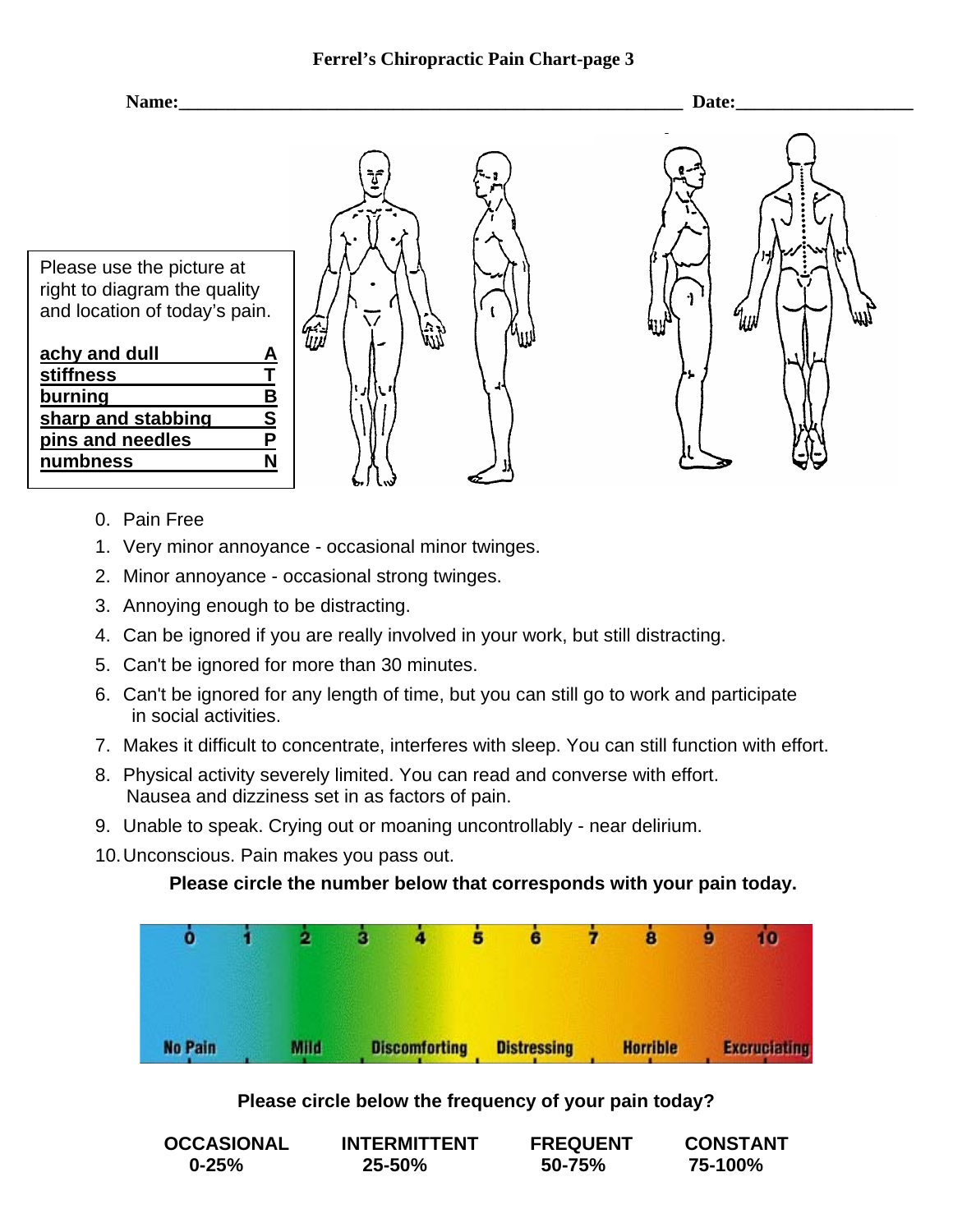### Ferrel's Chiropractic Pain Chart-page 3

**Name:**_______________________________________________________ **Date:**__________________

Please use the picture at right to diagram the quality and location of today's pain.

| | |
|---|---|
| achy and dull | A |
| stiffness | T |
| burning | B |
| sharp and stabbing | S |
| pins and needles | P |
| numbness | N |

0. Pain Free
1. Very minor annoyance - occasional minor twinges.
2. Minor annoyance - occasional strong twinges.
3. Annoying enough to be distracting.
4. Can be ignored if you are really involved in your work, but still distracting.
5. Can't be ignored for more than 30 minutes.
6. Can't be ignored for any length of time, but you can still go to work and participate in social activities.
7. Makes it difficult to concentrate, interferes with sleep. You can still function with effort.
8. Physical activity severely limited. You can read and converse with effort. Nausea and dizziness set in as factors of pain.
9. Unable to speak. Crying out or moaning uncontrollably - near delirium.
10. Unconscious. Pain makes you pass out.

**Please circle the number below that corresponds with your pain today.**

0 1 2 3 4 5 6 7 8 9 10

No Pain — Mild — Discomforting — Distressing — Horrible — Excruciating

**Please circle below the frequency of your pain today?**

| OCCASIONAL | INTERMITTENT | FREQUENT | CONSTANT |
|---|---|---|---|
| 0-25% | 25-50% | 50-75% | 75-100% |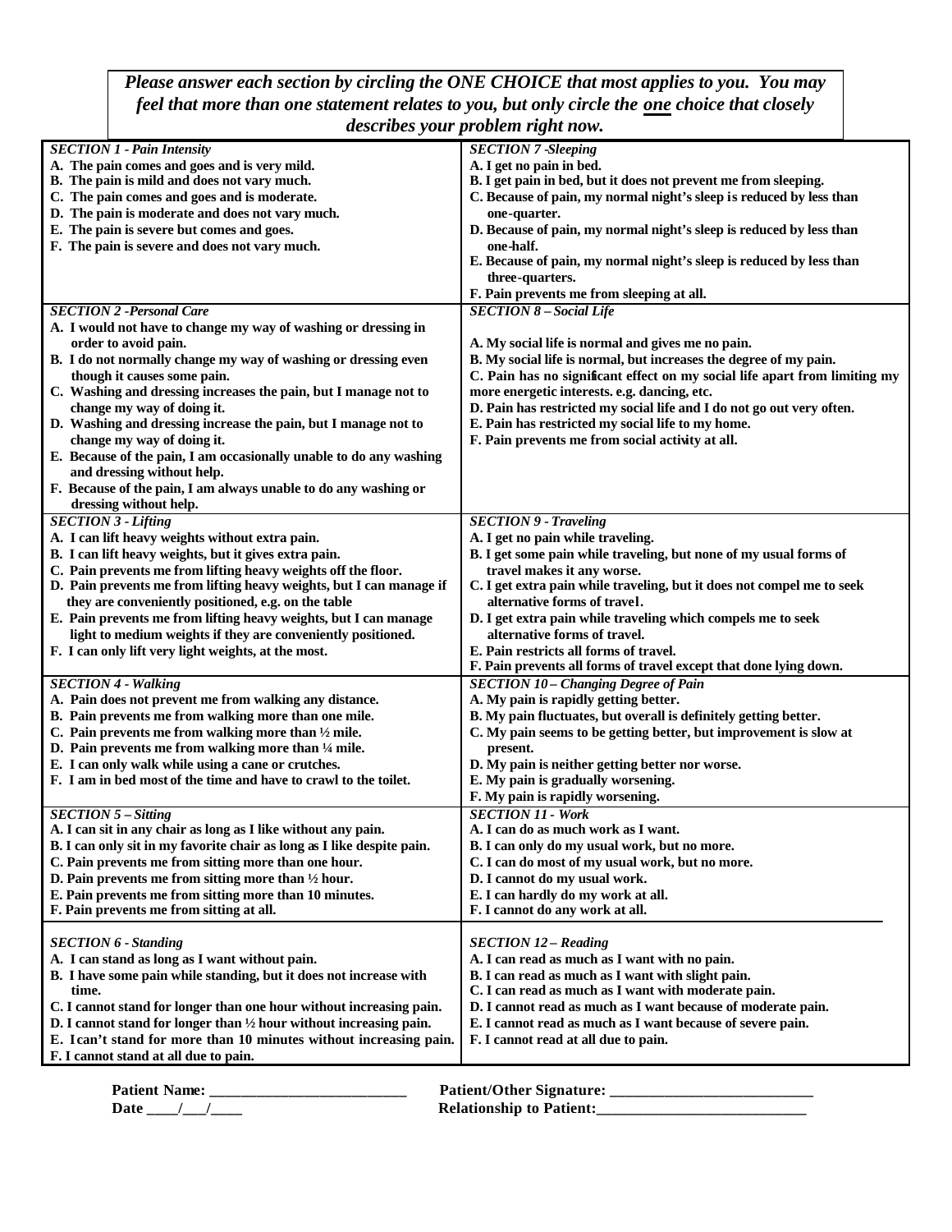***Please answer each section by circling the ONE CHOICE that most applies to you. You may feel that more than one statement relates to you, but only circle the <u>one</u> choice that closely describes your problem right now.***

***SECTION 1 - Pain Intensity***

**A. The pain comes and goes and is very mild.**
**B. The pain is mild and does not vary much.**
**C. The pain comes and goes and is moderate.**
**D. The pain is moderate and does not vary much.**
**E. The pain is severe but comes and goes.**
**F. The pain is severe and does not vary much.**

***SECTION 2 -Personal Care***

**A. I would not have to change my way of washing or dressing in order to avoid pain.**
**B. I do not normally change my way of washing or dressing even though it causes some pain.**
**C. Washing and dressing increases the pain, but I manage not to change my way of doing it.**
**D. Washing and dressing increase the pain, but I manage not to change my way of doing it.**
**E. Because of the pain, I am occasionally unable to do any washing and dressing without help.**
**F. Because of the pain, I am always unable to do any washing or dressing without help.**

***SECTION 3 - Lifting***

**A. I can lift heavy weights without extra pain.**
**B. I can lift heavy weights, but it gives extra pain.**
**C. Pain prevents me from lifting heavy weights off the floor.**
**D. Pain prevents me from lifting heavy weights, but I can manage if they are conveniently positioned, e.g. on the table**
**E. Pain prevents me from lifting heavy weights, but I can manage light to medium weights if they are conveniently positioned.**
**F. I can only lift very light weights, at the most.**

***SECTION 4 - Walking***

**A. Pain does not prevent me from walking any distance.**
**B. Pain prevents me from walking more than one mile.**
**C. Pain prevents me from walking more than ½ mile.**
**D. Pain prevents me from walking more than ¼ mile.**
**E. I can only walk while using a cane or crutches.**
**F. I am in bed most of the time and have to crawl to the toilet.**

***SECTION 5 – Sitting***

**A. I can sit in any chair as long as I like without any pain.**
**B. I can only sit in my favorite chair as long as I like despite pain.**
**C. Pain prevents me from sitting more than one hour.**
**D. Pain prevents me from sitting more than ½ hour.**
**E. Pain prevents me from sitting more than 10 minutes.**
**F. Pain prevents me from sitting at all.**

***SECTION 6 - Standing***

**A. I can stand as long as I want without pain.**
**B. I have some pain while standing, but it does not increase with time.**
**C. I cannot stand for longer than one hour without increasing pain.**
**D. I cannot stand for longer than ½ hour without increasing pain.**
**E. I can't stand for more than 10 minutes without increasing pain.**
**F. I cannot stand at all due to pain.**

***SECTION 7 -Sleeping***

**A. I get no pain in bed.**
**B. I get pain in bed, but it does not prevent me from sleeping.**
**C. Because of pain, my normal night's sleep is reduced by less than one-quarter.**
**D. Because of pain, my normal night's sleep is reduced by less than one-half.**
**E. Because of pain, my normal night's sleep is reduced by less than three-quarters.**
**F. Pain prevents me from sleeping at all.**

***SECTION 8 – Social Life***

**A. My social life is normal and gives me no pain.**
**B. My social life is normal, but increases the degree of my pain.**
**C. Pain has no significant effect on my social life apart from limiting my more energetic interests. e.g. dancing, etc.**
**D. Pain has restricted my social life and I do not go out very often.**
**E. Pain has restricted my social life to my home.**
**F. Pain prevents me from social activity at all.**

***SECTION 9 - Traveling***

**A. I get no pain while traveling.**
**B. I get some pain while traveling, but none of my usual forms of travel makes it any worse.**
**C. I get extra pain while traveling, but it does not compel me to seek alternative forms of travel.**
**D. I get extra pain while traveling which compels me to seek alternative forms of travel.**
**E. Pain restricts all forms of travel.**
**F. Pain prevents all forms of travel except that done lying down.**

***SECTION 10 – Changing Degree of Pain***

**A. My pain is rapidly getting better.**
**B. My pain fluctuates, but overall is definitely getting better.**
**C. My pain seems to be getting better, but improvement is slow at present.**
**D. My pain is neither getting better nor worse.**
**E. My pain is gradually worsening.**
**F. My pain is rapidly worsening.**

***SECTION 11 - Work***

**A. I can do as much work as I want.**
**B. I can only do my usual work, but no more.**
**C. I can do most of my usual work, but no more.**
**D. I cannot do my usual work.**
**E. I can hardly do my work at all.**
**F. I cannot do any work at all.**

***SECTION 12 – Reading***

**A. I can read as much as I want with no pain.**
**B. I can read as much as I want with slight pain.**
**C. I can read as much as I want with moderate pain.**
**D. I cannot read as much as I want because of moderate pain.**
**E. I cannot read as much as I want because of severe pain.**
**F. I cannot read at all due to pain.**

**Patient Name: ________________________** **Patient/Other Signature: _________________________**

**Date ____/___/____** **Relationship to Patient:___________________________**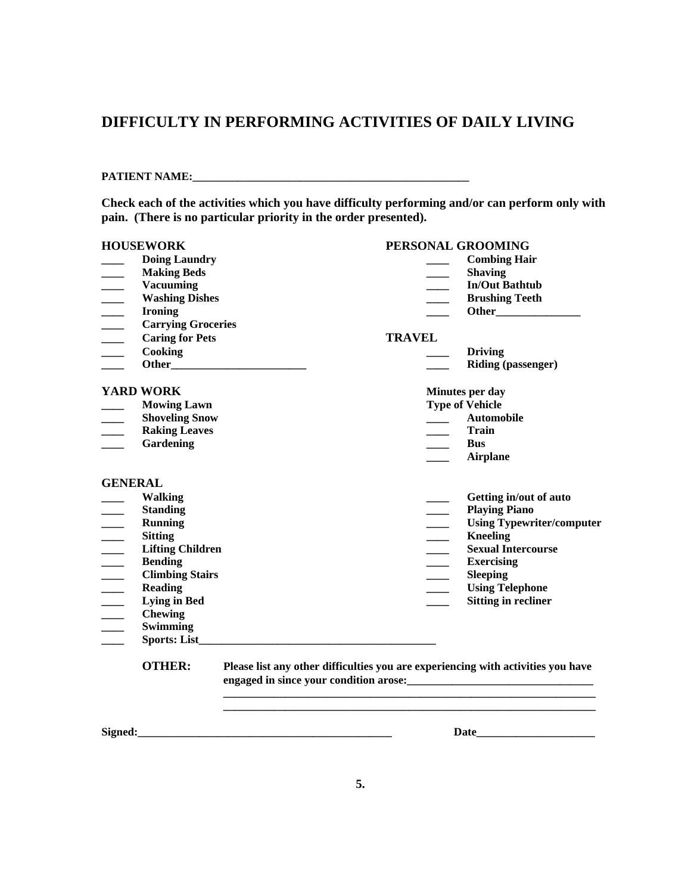# DIFFICULTY IN PERFORMING ACTIVITIES OF DAILY LIVING

**PATIENT NAME:**_______________________________________________

**Check each of the activities which you have difficulty performing and/or can perform only with pain. (There is no particular priority in the order presented).**

**HOUSEWORK**

- ____ **Doing Laundry**
- ____ **Making Beds**
- ____ **Vacuuming**
- ____ **Washing Dishes**
- ____ **Ironing**
- ____ **Carrying Groceries**
- ____ **Caring for Pets**
- ____ **Cooking**
- ____ **Other**________________________

**YARD WORK**

- ____ **Mowing Lawn**
- ____ **Shoveling Snow**
- ____ **Raking Leaves**
- ____ **Gardening**

**PERSONAL GROOMING**

- ____ **Combing Hair**
- ____ **Shaving**
- ____ **In/Out Bathtub**
- ____ **Brushing Teeth**
- ____ **Other**_______________

**TRAVEL**

- ____ **Driving**
- ____ **Riding (passenger)**

**Minutes per day**

**Type of Vehicle**

- ____ **Automobile**
- ____ **Train**
- ____ **Bus**
- ____ **Airplane**

**GENERAL**

- ____ **Walking**
- ____ **Standing**
- ____ **Running**
- ____ **Sitting**
- ____ **Lifting Children**
- ____ **Bending**
- ____ **Climbing Stairs**
- ____ **Reading**
- ____ **Lying in Bed**
- ____ **Chewing**
- ____ **Swimming**
- ____ **Sports: List**__________________________________________
- ____ **Getting in/out of auto**
- ____ **Playing Piano**
- ____ **Using Typewriter/computer**
- ____ **Kneeling**
- ____ **Sexual Intercourse**
- ____ **Exercising**
- ____ **Sleeping**
- ____ **Using Telephone**
- ____ **Sitting in recliner**

**OTHER:** **Please list any other difficulties you are experiencing with activities you have engaged in since your condition arose:**_________________________________

____________________________________________________________________

____________________________________________________________________

**Signed:**_______________________________________________ **Date**_____________________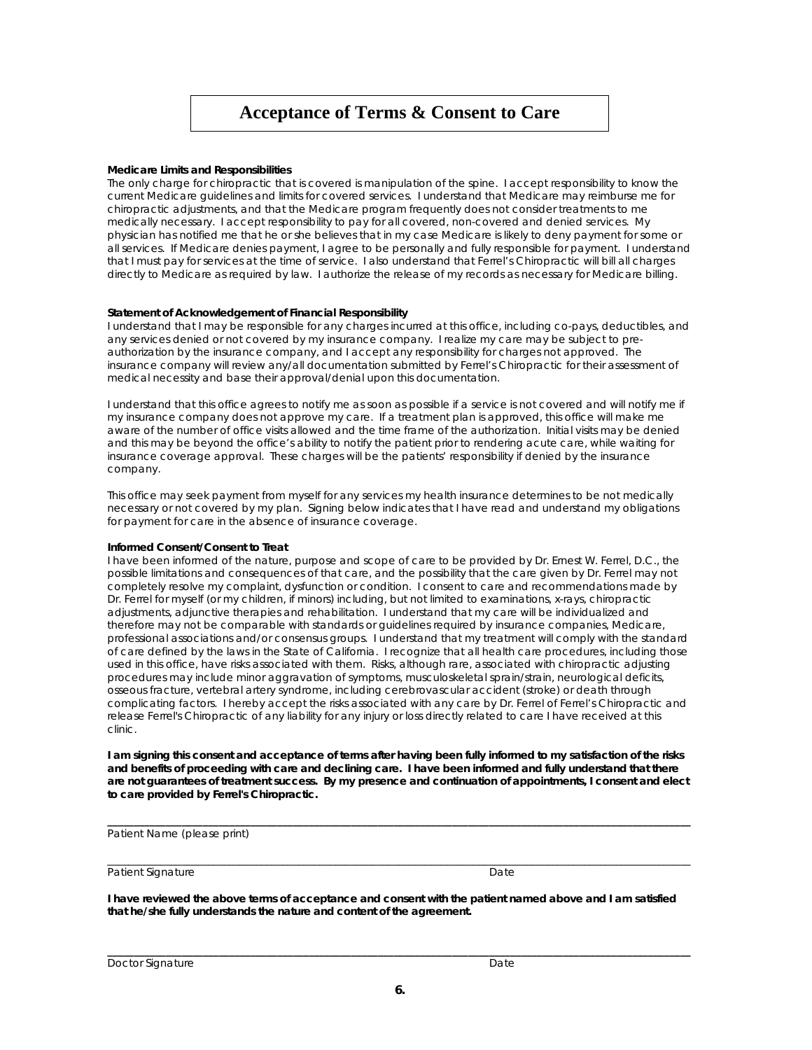# Acceptance of Terms & Consent to Care

**Medicare Limits and Responsibilities**

The only charge for chiropractic that is covered is manipulation of the spine. I accept responsibility to know the current Medicare guidelines and limits for covered services. I understand that Medicare may reimburse me for chiropractic adjustments, and that the Medicare program frequently does not consider treatments to me medically necessary. I accept responsibility to pay for all covered, non-covered and denied services. My physician has notified me that he or she believes that in my case Medicare is likely to deny payment for some or all services. If Medicare denies payment, I agree to be personally and fully responsible for payment. I understand that I must pay for services at the time of service. I also understand that Ferrel's Chiropractic will bill all charges directly to Medicare as required by law. I authorize the release of my records as necessary for Medicare billing.

**Statement of Acknowledgement of Financial Responsibility**

I understand that I may be responsible for any charges incurred at this office, including co-pays, deductibles, and any services denied or not covered by my insurance company. I realize my care may be subject to pre-authorization by the insurance company, and I accept any responsibility for charges not approved. The insurance company will review any/all documentation submitted by Ferrel's Chiropractic for their assessment of medical necessity and base their approval/denial upon this documentation.

I understand that this office agrees to notify me as soon as possible if a service is not covered and will notify me if my insurance company does not approve my care. If a treatment plan is approved, this office will make me aware of the number of office visits allowed and the time frame of the authorization. Initial visits may be denied and this may be beyond the office's ability to notify the patient prior to rendering acute care, while waiting for insurance coverage approval. These charges will be the patients' responsibility if denied by the insurance company.

This office may seek payment from myself for any services my health insurance determines to be not medically necessary or not covered by my plan. Signing below indicates that I have read and understand my obligations for payment for care in the absence of insurance coverage.

**Informed Consent/Consent to Treat**

I have been informed of the nature, purpose and scope of care to be provided by Dr. Ernest W. Ferrel, D.C., the possible limitations and consequences of that care, and the possibility that the care given by Dr. Ferrel may not completely resolve my complaint, dysfunction or condition. I consent to care and recommendations made by Dr. Ferrel for myself (or my children, if minors) including, but not limited to examinations, x-rays, chiropractic adjustments, adjunctive therapies and rehabilitation. I understand that my care will be individualized and therefore may not be comparable with standards or guidelines required by insurance companies, Medicare, professional associations and/or consensus groups. I understand that my treatment will comply with the standard of care defined by the laws in the State of California. I recognize that all health care procedures, including those used in this office, have risks associated with them. Risks, although rare, associated with chiropractic adjusting procedures may include minor aggravation of symptoms, musculoskeletal sprain/strain, neurological deficits, osseous fracture, vertebral artery syndrome, including cerebrovascular accident (stroke) or death through complicating factors. I hereby accept the risks associated with any care by Dr. Ferrel of Ferrel's Chiropractic and release Ferrel's Chiropractic of any liability for any injury or loss directly related to care I have received at this clinic.

**I am signing this consent and acceptance of terms after having been fully informed to my satisfaction of the risks and benefits of proceeding with care and declining care. I have been informed and fully understand that there are not guarantees of treatment success. By my presence and continuation of appointments, I consent and elect to care provided by Ferrel's Chiropractic.**

\_\_\_\_\_\_\_\_\_\_\_\_\_\_\_\_\_\_\_\_\_\_\_\_\_\_\_\_\_\_\_\_\_\_\_\_\_\_\_\_\_\_\_\_\_\_\_\_\_\_\_\_\_\_\_\_\_\_\_\_\_\_\_\_

Patient Name (please print)

\_\_\_\_\_\_\_\_\_\_\_\_\_\_\_\_\_\_\_\_\_\_\_\_\_\_\_\_\_\_\_\_\_\_\_\_\_\_\_\_\_\_\_\_\_\_\_\_\_\_\_\_\_\_\_\_\_\_\_\_\_\_\_\_

Patient Signature Date

**I have reviewed the above terms of acceptance and consent with the patient named above and I am satisfied that he/she fully understands the nature and content of the agreement.**

\_\_\_\_\_\_\_\_\_\_\_\_\_\_\_\_\_\_\_\_\_\_\_\_\_\_\_\_\_\_\_\_\_\_\_\_\_\_\_\_\_\_\_\_\_\_\_\_\_\_\_\_\_\_\_\_\_\_\_\_\_\_\_\_

Doctor Signature Date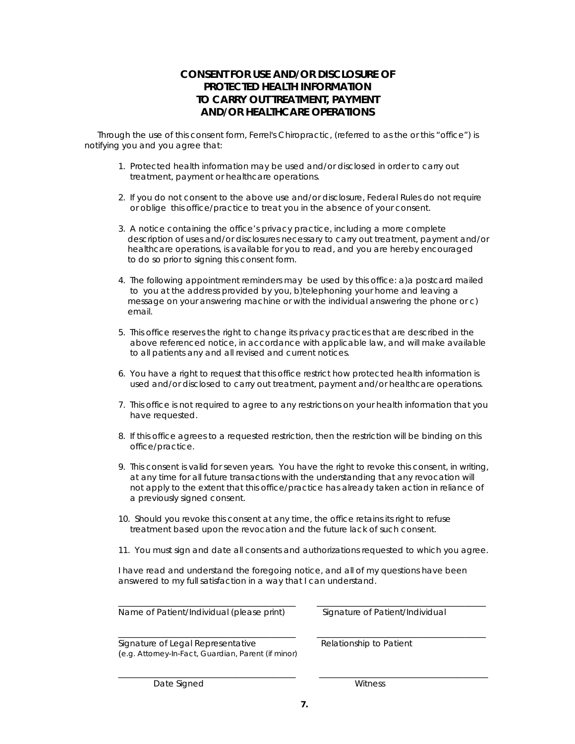# CONSENT FOR USE AND/OR DISCLOSURE OF PROTECTED HEALTH INFORMATION TO CARRY OUT TREATMENT, PAYMENT AND/OR HEALTHCARE OPERATIONS

Through the use of this consent form, Ferrel's Chiropractic, (referred to as the or this "office") is notifying you and you agree that:

1. Protected health information may be used and/or disclosed in order to carry out treatment, payment or healthcare operations.

2. If you do not consent to the above use and/or disclosure, Federal Rules do not require or oblige this office/practice to treat you in the absence of your consent.

3. A notice containing the office's privacy practice, including a more complete description of uses and/or disclosures necessary to carry out treatment, payment and/or healthcare operations, is available for you to read, and you are hereby encouraged to do so prior to signing this consent form.

4. The following appointment reminders may be used by this office: a)a postcard mailed to you at the address provided by you, b)telephoning your home and leaving a message on your answering machine or with the individual answering the phone or c) email.

5. This office reserves the right to change its privacy practices that are described in the above referenced notice, in accordance with applicable law, and will make available to all patients any and all revised and current notices.

6. You have a right to request that this office restrict how protected health information is used and/or disclosed to carry out treatment, payment and/or healthcare operations.

7. This office is not required to agree to any restrictions on your health information that you have requested.

8. If this office agrees to a requested restriction, then the restriction will be binding on this office/practice.

9. This consent is valid for seven years. You have the right to revoke this consent, in writing, at any time for all future transactions with the understanding that any revocation will not apply to the extent that this office/practice has already taken action in reliance of a previously signed consent.

10. Should you revoke this consent at any time, the office retains its right to refuse treatment based upon the revocation and the future lack of such consent.

11. You must sign and date all consents and authorizations requested to which you agree.

I have read and understand the foregoing notice, and all of my questions have been answered to my full satisfaction in a way that I can understand.

| | |
|---|---|
| ______________________________ | ______________________________ |
| Name of Patient/Individual (please print) | Signature of Patient/Individual |
| ______________________________ | ______________________________ |
| Signature of Legal Representative (e.g. Attorney-In-Fact, Guardian, Parent (if minor) | Relationship to Patient |
| ______________________________ | ______________________________ |
| Date Signed | Witness |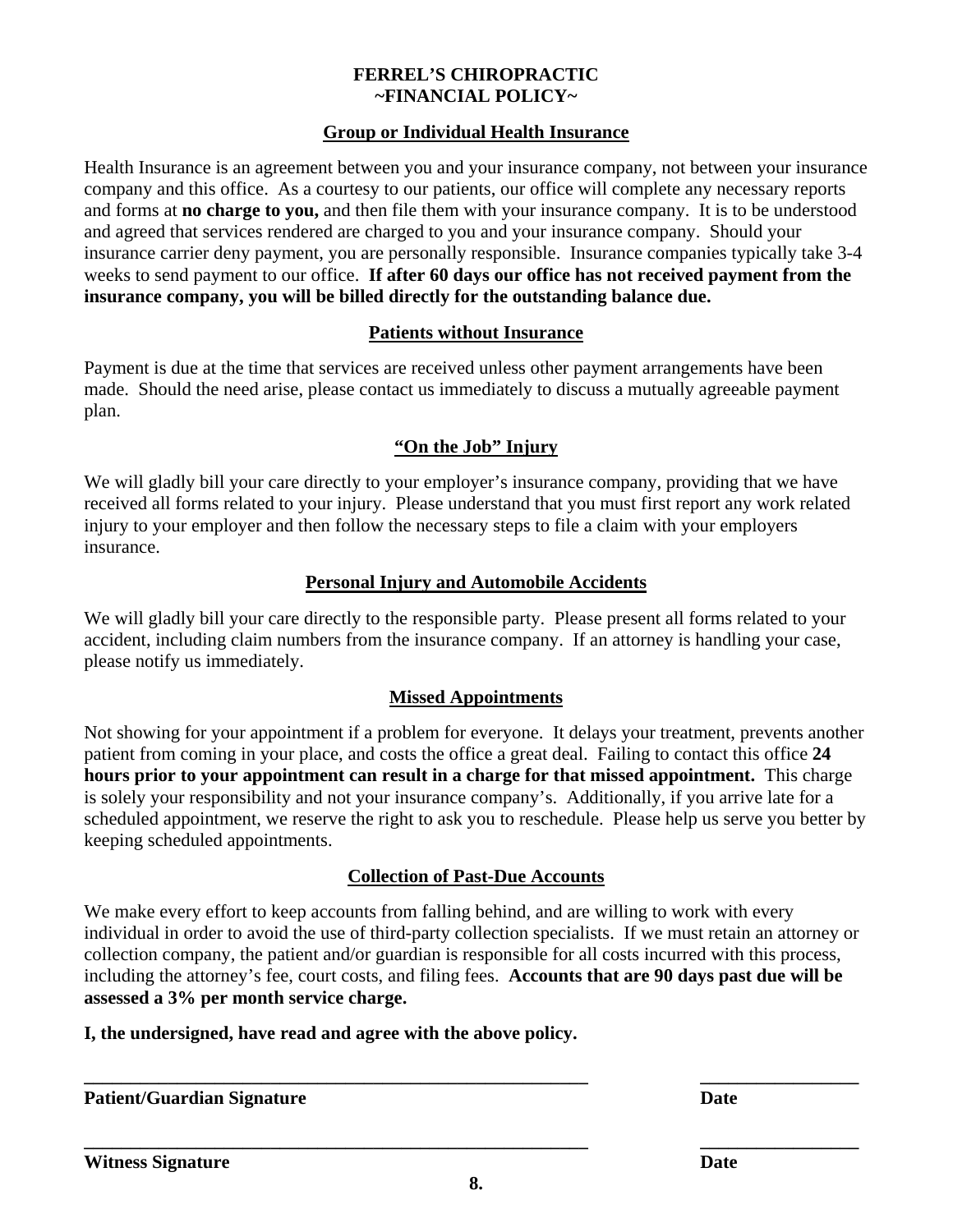# FERREL'S CHIROPRACTIC
## ~FINANCIAL POLICY~

### Group or Individual Health Insurance

Health Insurance is an agreement between you and your insurance company, not between your insurance company and this office. As a courtesy to our patients, our office will complete any necessary reports and forms at **no charge to you,** and then file them with your insurance company. It is to be understood and agreed that services rendered are charged to you and your insurance company. Should your insurance carrier deny payment, you are personally responsible. Insurance companies typically take 3-4 weeks to send payment to our office. **If after 60 days our office has not received payment from the insurance company, you will be billed directly for the outstanding balance due.**

### Patients without Insurance

Payment is due at the time that services are received unless other payment arrangements have been made. Should the need arise, please contact us immediately to discuss a mutually agreeable payment plan.

### "On the Job" Injury

We will gladly bill your care directly to your employer's insurance company, providing that we have received all forms related to your injury. Please understand that you must first report any work related injury to your employer and then follow the necessary steps to file a claim with your employers insurance.

### Personal Injury and Automobile Accidents

We will gladly bill your care directly to the responsible party. Please present all forms related to your accident, including claim numbers from the insurance company. If an attorney is handling your case, please notify us immediately.

### Missed Appointments

Not showing for your appointment if a problem for everyone. It delays your treatment, prevents another patient from coming in your place, and costs the office a great deal. Failing to contact this office **24 hours prior to your appointment can result in a charge for that missed appointment.** This charge is solely your responsibility and not your insurance company's. Additionally, if you arrive late for a scheduled appointment, we reserve the right to ask you to reschedule. Please help us serve you better by keeping scheduled appointments.

### Collection of Past-Due Accounts

We make every effort to keep accounts from falling behind, and are willing to work with every individual in order to avoid the use of third-party collection specialists. If we must retain an attorney or collection company, the patient and/or guardian is responsible for all costs incurred with this process, including the attorney's fee, court costs, and filing fees. **Accounts that are 90 days past due will be assessed a 3% per month service charge.**

**I, the undersigned, have read and agree with the above policy.**

\_\_\_\_\_\_\_\_\_\_\_\_\_\_\_\_\_\_\_\_\_\_\_\_\_\_\_\_\_\_\_\_\_\_\_\_\_\_\_\_\_\_\_\_\_\_\_\_ \_\_\_\_\_\_\_\_\_\_\_\_\_\_\_\_

**Patient/Guardian Signature** **Date**

\_\_\_\_\_\_\_\_\_\_\_\_\_\_\_\_\_\_\_\_\_\_\_\_\_\_\_\_\_\_\_\_\_\_\_\_\_\_\_\_\_\_\_\_\_\_\_\_ \_\_\_\_\_\_\_\_\_\_\_\_\_\_\_\_

**Witness Signature** **Date**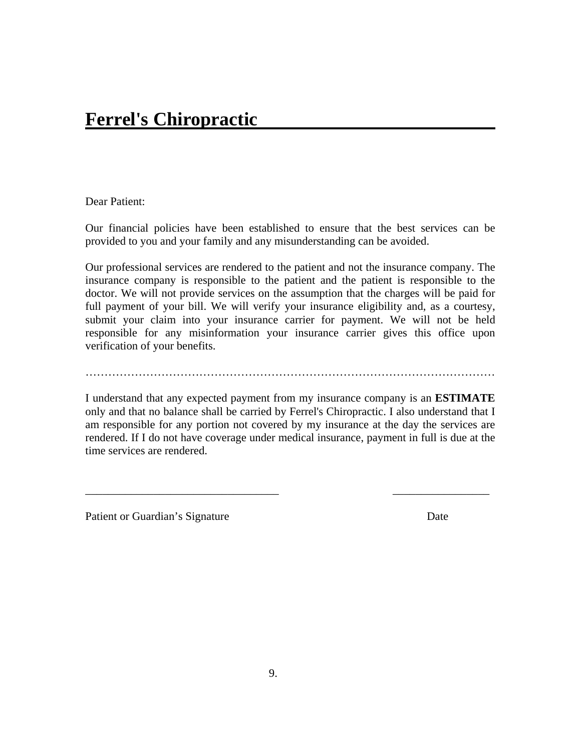# Ferrel's Chiropractic

Dear Patient:

Our financial policies have been established to ensure that the best services can be provided to you and your family and any misunderstanding can be avoided.

Our professional services are rendered to the patient and not the insurance company. The insurance company is responsible to the patient and the patient is responsible to the doctor. We will not provide services on the assumption that the charges will be paid for full payment of your bill. We will verify your insurance eligibility and, as a courtesy, submit your claim into your insurance carrier for payment. We will not be held responsible for any misinformation your insurance carrier gives this office upon verification of your benefits.

…………………………………………………………………………………………

I understand that any expected payment from my insurance company is an **ESTIMATE** only and that no balance shall be carried by Ferrel's Chiropractic. I also understand that I am responsible for any portion not covered by my insurance at the day the services are rendered. If I do not have coverage under medical insurance, payment in full is due at the time services are rendered.

__________________________________ _________________

Patient or Guardian's Signature Date